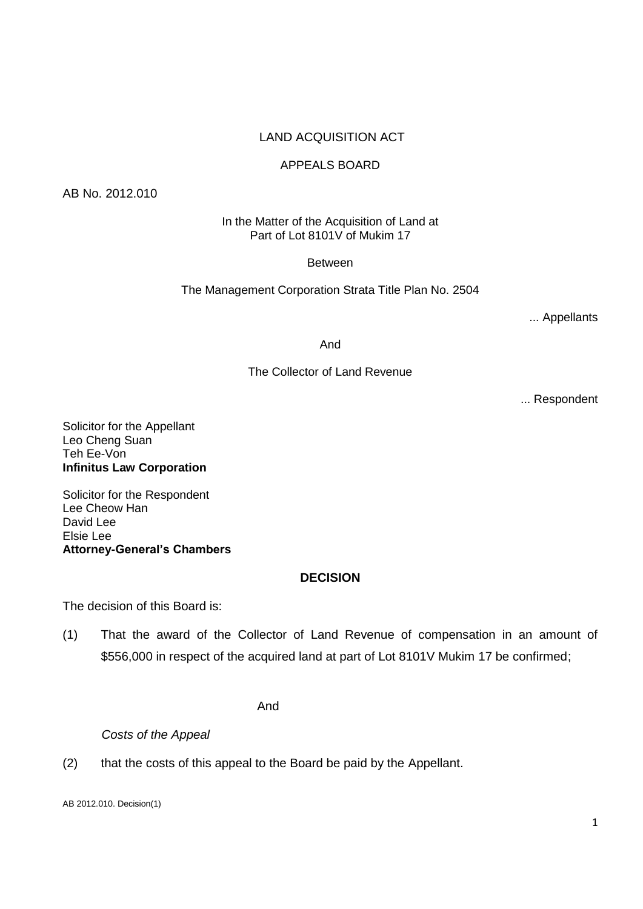LAND ACQUISITION ACT

APPEALS BOARD

AB No. 2012.010

In the Matter of the Acquisition of Land at
Part of Lot 8101V of Mukim 17

Between

The Management Corporation Strata Title Plan No. 2504

... Appellants

And

The Collector of Land Revenue

... Respondent

Solicitor for the Appellant
Leo Cheng Suan
Teh Ee-Von
**Infinitus Law Corporation**

Solicitor for the Respondent
Lee Cheow Han
David Lee
Elsie Lee
**Attorney-General's Chambers**

## DECISION

The decision of this Board is:

(1) That the award of the Collector of Land Revenue of compensation in an amount of $556,000 in respect of the acquired land at part of Lot 8101V Mukim 17 be confirmed;

And

*Costs of the Appeal*

(2) that the costs of this appeal to the Board be paid by the Appellant.

AB 2012.010. Decision(1)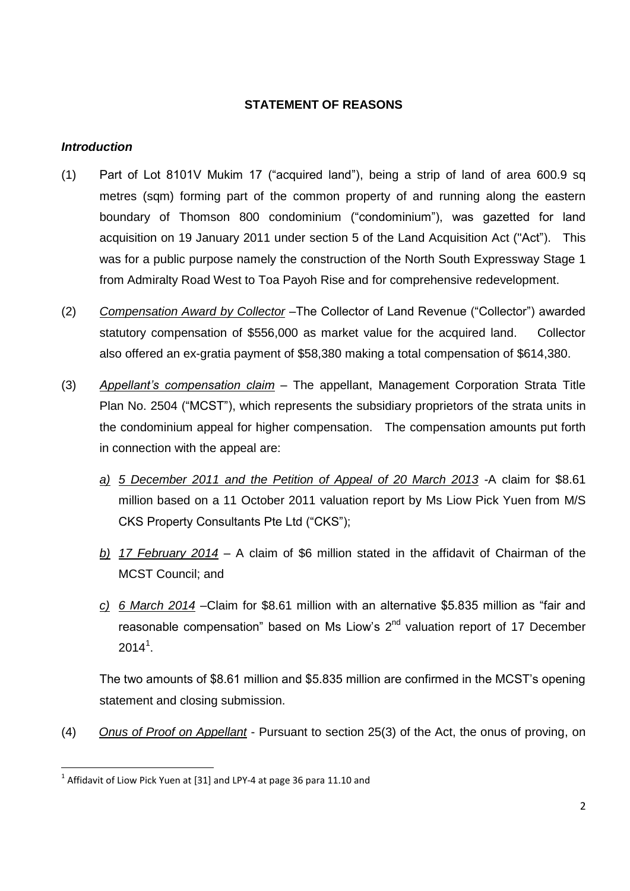## STATEMENT OF REASONS

### *Introduction*

(1) Part of Lot 8101V Mukim 17 ("acquired land"), being a strip of land of area 600.9 sq metres (sqm) forming part of the common property of and running along the eastern boundary of Thomson 800 condominium ("condominium"), was gazetted for land acquisition on 19 January 2011 under section 5 of the Land Acquisition Act ("Act"). This was for a public purpose namely the construction of the North South Expressway Stage 1 from Admiralty Road West to Toa Payoh Rise and for comprehensive redevelopment.

(2) *Compensation Award by Collector* –The Collector of Land Revenue ("Collector") awarded statutory compensation of $556,000 as market value for the acquired land. Collector also offered an ex-gratia payment of $58,380 making a total compensation of $614,380.

(3) *Appellant's compensation claim* – The appellant, Management Corporation Strata Title Plan No. 2504 ("MCST"), which represents the subsidiary proprietors of the strata units in the condominium appeal for higher compensation. The compensation amounts put forth in connection with the appeal are:

*a) 5 December 2011 and the Petition of Appeal of 20 March 2013* -A claim for $8.61 million based on a 11 October 2011 valuation report by Ms Liow Pick Yuen from M/S CKS Property Consultants Pte Ltd ("CKS");

*b) 17 February 2014* – A claim of $6 million stated in the affidavit of Chairman of the MCST Council; and

*c) 6 March 2014* –Claim for $8.61 million with an alternative $5.835 million as "fair and reasonable compensation" based on Ms Liow's 2nd valuation report of 17 December 2014[1].

The two amounts of $8.61 million and $5.835 million are confirmed in the MCST's opening statement and closing submission.

(4) *Onus of Proof on Appellant* - Pursuant to section 25(3) of the Act, the onus of proving, on

[1] Affidavit of Liow Pick Yuen at [31] and LPY-4 at page 36 para 11.10 and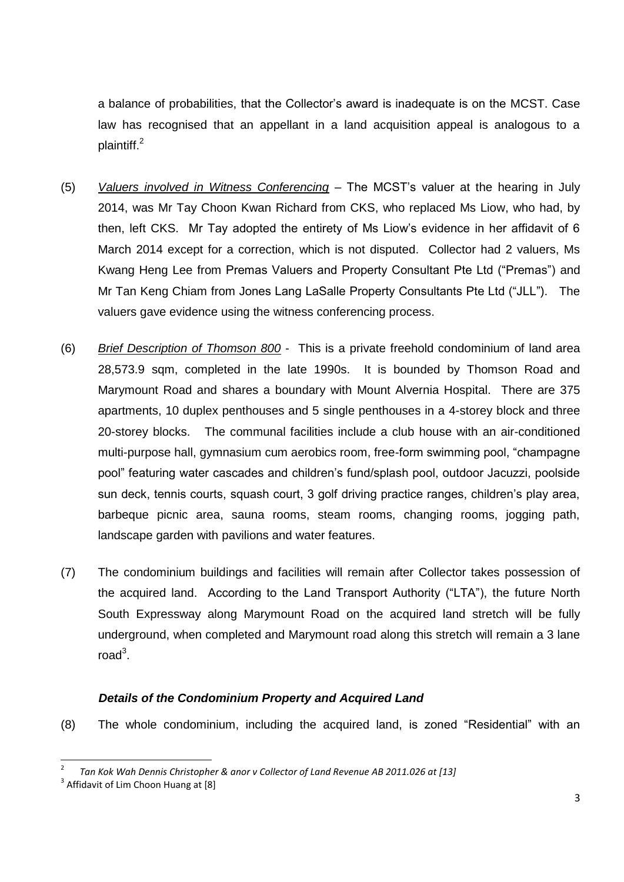a balance of probabilities, that the Collector's award is inadequate is on the MCST. Case law has recognised that an appellant in a land acquisition appeal is analogous to a plaintiff.[2]

(5) *Valuers involved in Witness Conferencing* – The MCST's valuer at the hearing in July 2014, was Mr Tay Choon Kwan Richard from CKS, who replaced Ms Liow, who had, by then, left CKS. Mr Tay adopted the entirety of Ms Liow's evidence in her affidavit of 6 March 2014 except for a correction, which is not disputed. Collector had 2 valuers, Ms Kwang Heng Lee from Premas Valuers and Property Consultant Pte Ltd ("Premas") and Mr Tan Keng Chiam from Jones Lang LaSalle Property Consultants Pte Ltd ("JLL"). The valuers gave evidence using the witness conferencing process.

(6) *Brief Description of Thomson 800* - This is a private freehold condominium of land area 28,573.9 sqm, completed in the late 1990s. It is bounded by Thomson Road and Marymount Road and shares a boundary with Mount Alvernia Hospital. There are 375 apartments, 10 duplex penthouses and 5 single penthouses in a 4-storey block and three 20-storey blocks. The communal facilities include a club house with an air-conditioned multi-purpose hall, gymnasium cum aerobics room, free-form swimming pool, "champagne pool" featuring water cascades and children's fund/splash pool, outdoor Jacuzzi, poolside sun deck, tennis courts, squash court, 3 golf driving practice ranges, children's play area, barbeque picnic area, sauna rooms, steam rooms, changing rooms, jogging path, landscape garden with pavilions and water features.

(7) The condominium buildings and facilities will remain after Collector takes possession of the acquired land. According to the Land Transport Authority ("LTA"), the future North South Expressway along Marymount Road on the acquired land stretch will be fully underground, when completed and Marymount road along this stretch will remain a 3 lane road[3].

### *Details of the Condominium Property and Acquired Land*

(8) The whole condominium, including the acquired land, is zoned "Residential" with an

---

[2] *Tan Kok Wah Dennis Christopher & anor v Collector of Land Revenue AB 2011.026 at [13]*

[3] Affidavit of Lim Choon Huang at [8]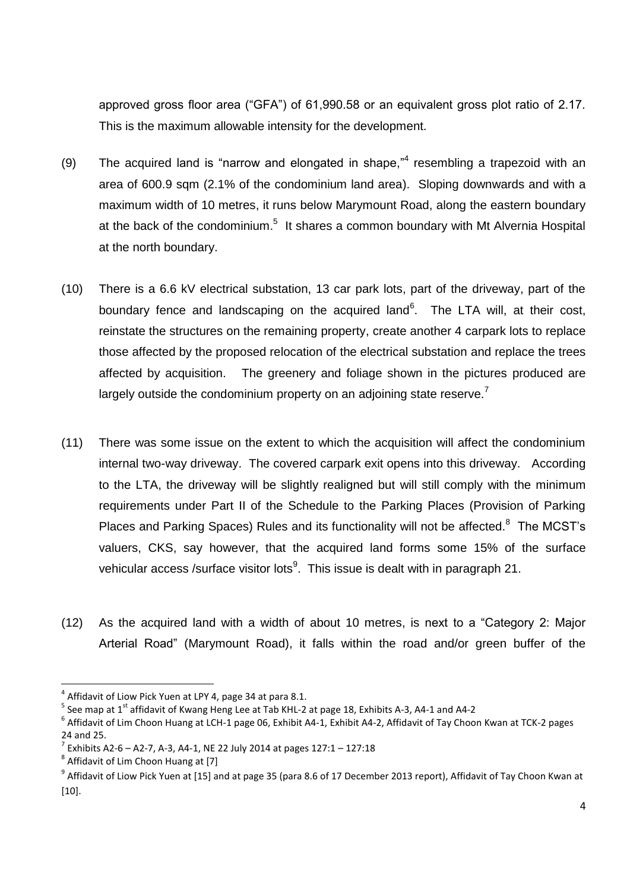approved gross floor area ("GFA") of 61,990.58 or an equivalent gross plot ratio of 2.17. This is the maximum allowable intensity for the development.

(9) The acquired land is "narrow and elongated in shape,"[4] resembling a trapezoid with an area of 600.9 sqm (2.1% of the condominium land area). Sloping downwards and with a maximum width of 10 metres, it runs below Marymount Road, along the eastern boundary at the back of the condominium.[5] It shares a common boundary with Mt Alvernia Hospital at the north boundary.

(10) There is a 6.6 kV electrical substation, 13 car park lots, part of the driveway, part of the boundary fence and landscaping on the acquired land[6]. The LTA will, at their cost, reinstate the structures on the remaining property, create another 4 carpark lots to replace those affected by the proposed relocation of the electrical substation and replace the trees affected by acquisition. The greenery and foliage shown in the pictures produced are largely outside the condominium property on an adjoining state reserve.[7]

(11) There was some issue on the extent to which the acquisition will affect the condominium internal two-way driveway. The covered carpark exit opens into this driveway. According to the LTA, the driveway will be slightly realigned but will still comply with the minimum requirements under Part II of the Schedule to the Parking Places (Provision of Parking Places and Parking Spaces) Rules and its functionality will not be affected.[8] The MCST's valuers, CKS, say however, that the acquired land forms some 15% of the surface vehicular access /surface visitor lots[9]. This issue is dealt with in paragraph 21.

(12) As the acquired land with a width of about 10 metres, is next to a "Category 2: Major Arterial Road" (Marymount Road), it falls within the road and/or green buffer of the

---

[4] Affidavit of Liow Pick Yuen at LPY 4, page 34 at para 8.1.

[5] See map at 1st affidavit of Kwang Heng Lee at Tab KHL-2 at page 18, Exhibits A-3, A4-1 and A4-2

[6] Affidavit of Lim Choon Huang at LCH-1 page 06, Exhibit A4-1, Exhibit A4-2, Affidavit of Tay Choon Kwan at TCK-2 pages 24 and 25.

[7] Exhibits A2-6 – A2-7, A-3, A4-1, NE 22 July 2014 at pages 127:1 – 127:18

[8] Affidavit of Lim Choon Huang at [7]

[9] Affidavit of Liow Pick Yuen at [15] and at page 35 (para 8.6 of 17 December 2013 report), Affidavit of Tay Choon Kwan at [10].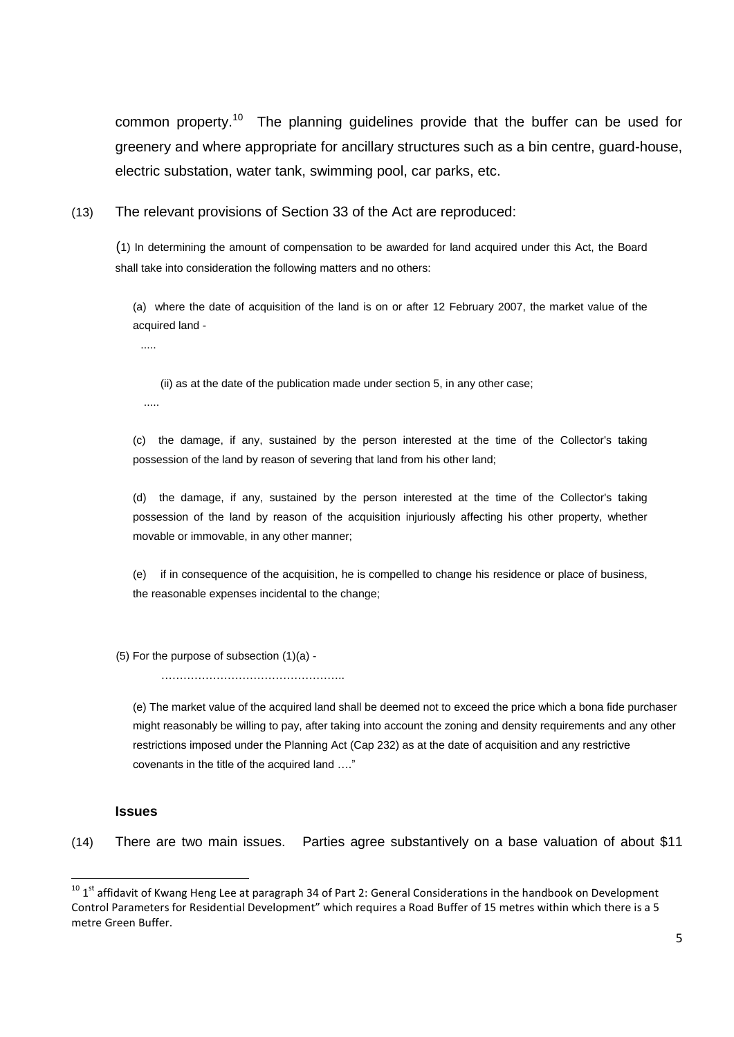common property.[10] The planning guidelines provide that the buffer can be used for greenery and where appropriate for ancillary structures such as a bin centre, guard-house, electric substation, water tank, swimming pool, car parks, etc.

(13) The relevant provisions of Section 33 of the Act are reproduced:

> (1) In determining the amount of compensation to be awarded for land acquired under this Act, the Board shall take into consideration the following matters and no others:
>
> (a) where the date of acquisition of the land is on or after 12 February 2007, the market value of the acquired land -
>
> .....
>
> (ii) as at the date of the publication made under section 5, in any other case;
>
> .....
>
> (c) the damage, if any, sustained by the person interested at the time of the Collector's taking possession of the land by reason of severing that land from his other land;
>
> (d) the damage, if any, sustained by the person interested at the time of the Collector's taking possession of the land by reason of the acquisition injuriously affecting his other property, whether movable or immovable, in any other manner;
>
> (e) if in consequence of the acquisition, he is compelled to change his residence or place of business, the reasonable expenses incidental to the change;
>
> (5) For the purpose of subsection (1)(a) -
>
> …………………………………………..
>
> (e) The market value of the acquired land shall be deemed not to exceed the price which a bona fide purchaser might reasonably be willing to pay, after taking into account the zoning and density requirements and any other restrictions imposed under the Planning Act (Cap 232) as at the date of acquisition and any restrictive covenants in the title of the acquired land …."

### Issues

(14) There are two main issues. Parties agree substantively on a base valuation of about $11

---

[10] 1st affidavit of Kwang Heng Lee at paragraph 34 of Part 2: General Considerations in the handbook on Development Control Parameters for Residential Development" which requires a Road Buffer of 15 metres within which there is a 5 metre Green Buffer.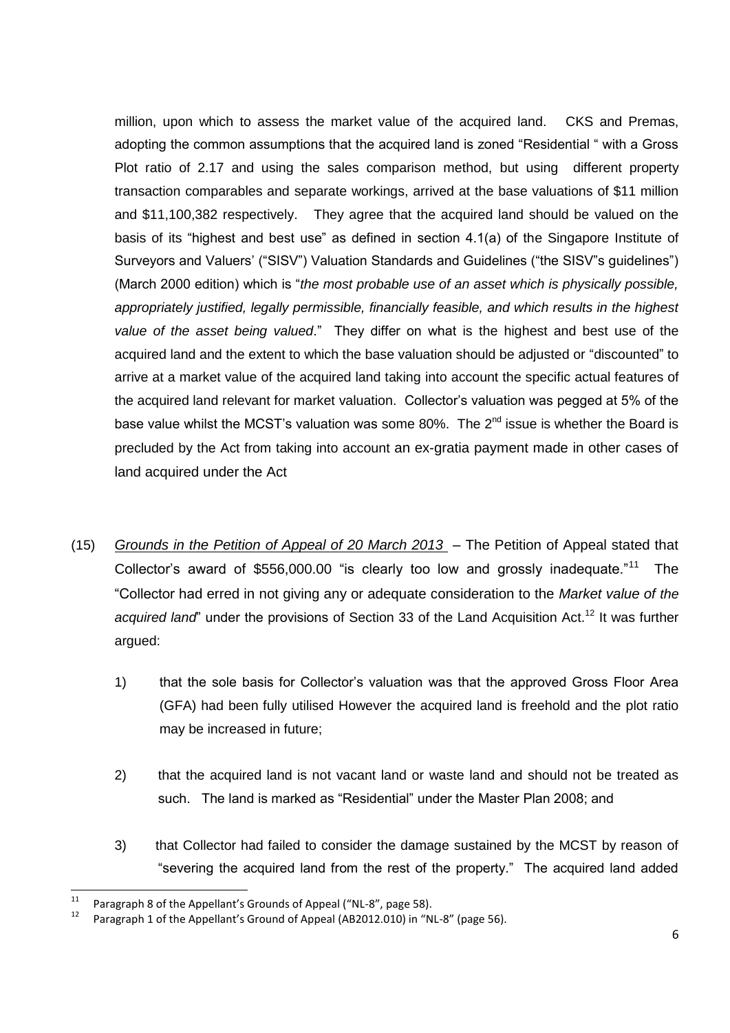million, upon which to assess the market value of the acquired land. CKS and Premas, adopting the common assumptions that the acquired land is zoned "Residential " with a Gross Plot ratio of 2.17 and using the sales comparison method, but using different property transaction comparables and separate workings, arrived at the base valuations of $11 million and $11,100,382 respectively. They agree that the acquired land should be valued on the basis of its "highest and best use" as defined in section 4.1(a) of the Singapore Institute of Surveyors and Valuers' ("SISV") Valuation Standards and Guidelines ("the SISV"s guidelines") (March 2000 edition) which is "*the most probable use of an asset which is physically possible, appropriately justified, legally permissible, financially feasible, and which results in the highest value of the asset being valued*." They differ on what is the highest and best use of the acquired land and the extent to which the base valuation should be adjusted or "discounted" to arrive at a market value of the acquired land taking into account the specific actual features of the acquired land relevant for market valuation. Collector's valuation was pegged at 5% of the base value whilst the MCST's valuation was some 80%. The 2nd issue is whether the Board is precluded by the Act from taking into account an ex-gratia payment made in other cases of land acquired under the Act

(15) *Grounds in the Petition of Appeal of 20 March 2013* – The Petition of Appeal stated that Collector's award of $556,000.00 "is clearly too low and grossly inadequate."[11] The "Collector had erred in not giving any or adequate consideration to the *Market value of the acquired land*" under the provisions of Section 33 of the Land Acquisition Act.[12] It was further argued:

1) that the sole basis for Collector's valuation was that the approved Gross Floor Area (GFA) had been fully utilised However the acquired land is freehold and the plot ratio may be increased in future;

2) that the acquired land is not vacant land or waste land and should not be treated as such. The land is marked as "Residential" under the Master Plan 2008; and

3) that Collector had failed to consider the damage sustained by the MCST by reason of "severing the acquired land from the rest of the property." The acquired land added

---

[11] Paragraph 8 of the Appellant's Grounds of Appeal ("NL-8", page 58).

[12] Paragraph 1 of the Appellant's Ground of Appeal (AB2012.010) in "NL-8" (page 56).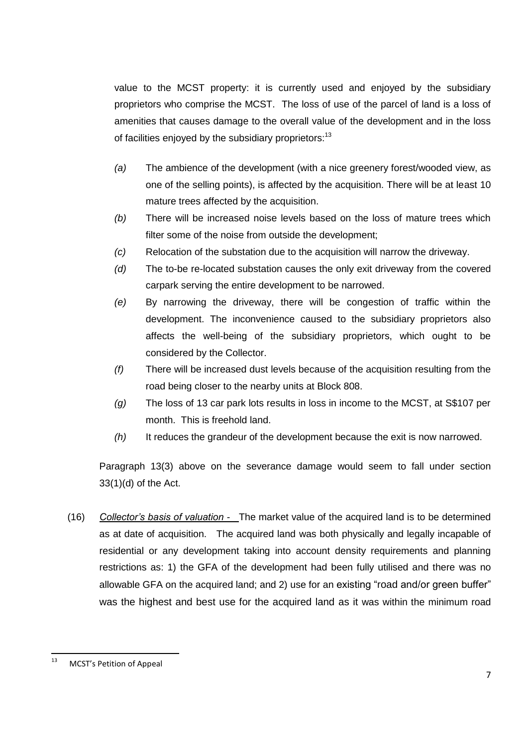value to the MCST property: it is currently used and enjoyed by the subsidiary proprietors who comprise the MCST. The loss of use of the parcel of land is a loss of amenities that causes damage to the overall value of the development and in the loss of facilities enjoyed by the subsidiary proprietors:[13]

*(a)* The ambience of the development (with a nice greenery forest/wooded view, as one of the selling points), is affected by the acquisition. There will be at least 10 mature trees affected by the acquisition.

*(b)* There will be increased noise levels based on the loss of mature trees which filter some of the noise from outside the development;

*(c)* Relocation of the substation due to the acquisition will narrow the driveway.

*(d)* The to-be re-located substation causes the only exit driveway from the covered carpark serving the entire development to be narrowed.

*(e)* By narrowing the driveway, there will be congestion of traffic within the development. The inconvenience caused to the subsidiary proprietors also affects the well-being of the subsidiary proprietors, which ought to be considered by the Collector.

*(f)* There will be increased dust levels because of the acquisition resulting from the road being closer to the nearby units at Block 808.

*(g)* The loss of 13 car park lots results in loss in income to the MCST, at S$107 per month. This is freehold land.

*(h)* It reduces the grandeur of the development because the exit is now narrowed.

Paragraph 13(3) above on the severance damage would seem to fall under section 33(1)(d) of the Act.

(16) *Collector's basis of valuation* - The market value of the acquired land is to be determined as at date of acquisition. The acquired land was both physically and legally incapable of residential or any development taking into account density requirements and planning restrictions as: 1) the GFA of the development had been fully utilised and there was no allowable GFA on the acquired land; and 2) use for an existing "road and/or green buffer" was the highest and best use for the acquired land as it was within the minimum road

---

[13] MCST's Petition of Appeal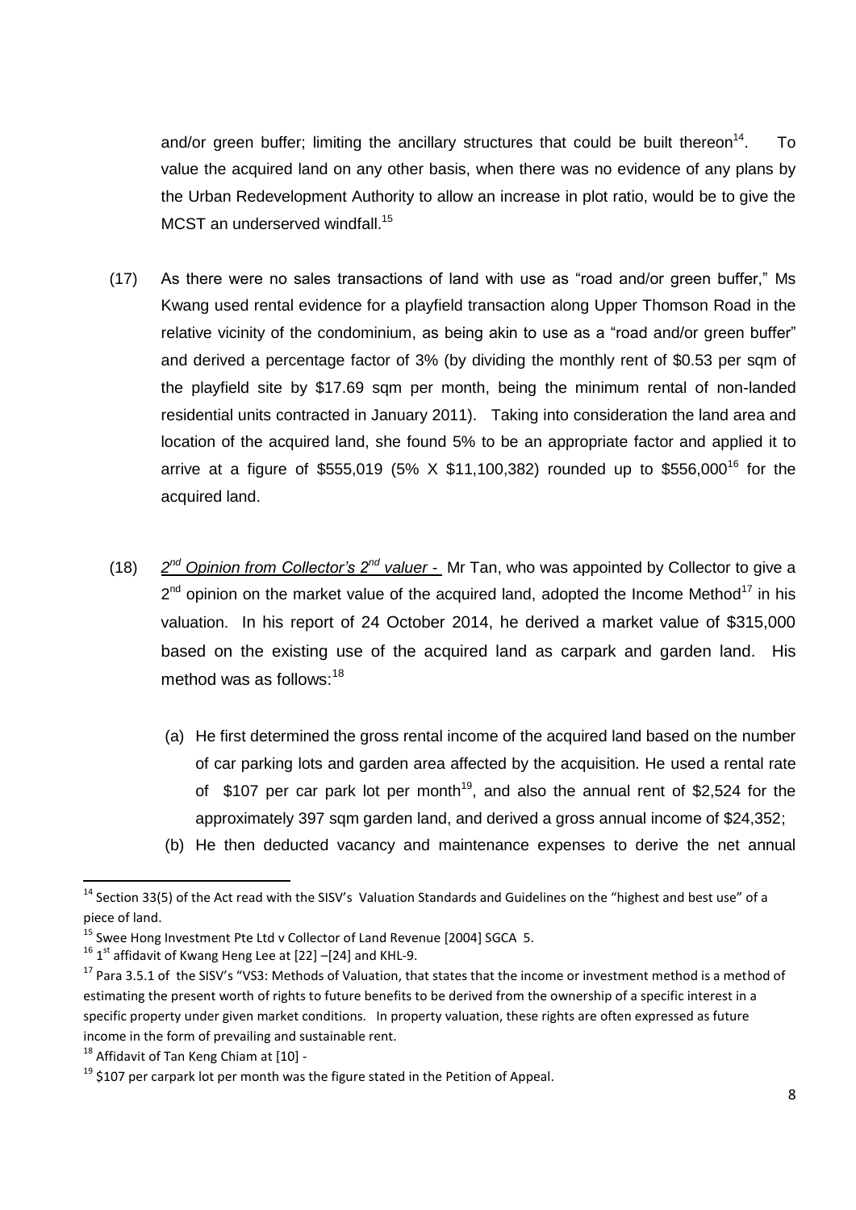and/or green buffer; limiting the ancillary structures that could be built thereon[14]. To value the acquired land on any other basis, when there was no evidence of any plans by the Urban Redevelopment Authority to allow an increase in plot ratio, would be to give the MCST an underserved windfall.[15]

(17) As there were no sales transactions of land with use as "road and/or green buffer," Ms Kwang used rental evidence for a playfield transaction along Upper Thomson Road in the relative vicinity of the condominium, as being akin to use as a "road and/or green buffer" and derived a percentage factor of 3% (by dividing the monthly rent of $0.53 per sqm of the playfield site by $17.69 sqm per month, being the minimum rental of non-landed residential units contracted in January 2011). Taking into consideration the land area and location of the acquired land, she found 5% to be an appropriate factor and applied it to arrive at a figure of $555,019 (5% X $11,100,382) rounded up to $556,000[16] for the acquired land.

(18) *2nd Opinion from Collector's 2nd valuer* - Mr Tan, who was appointed by Collector to give a 2nd opinion on the market value of the acquired land, adopted the Income Method[17] in his valuation. In his report of 24 October 2014, he derived a market value of $315,000 based on the existing use of the acquired land as carpark and garden land. His method was as follows:[18]

(a) He first determined the gross rental income of the acquired land based on the number of car parking lots and garden area affected by the acquisition. He used a rental rate of $107 per car park lot per month[19], and also the annual rent of $2,524 for the approximately 397 sqm garden land, and derived a gross annual income of $24,352;

(b) He then deducted vacancy and maintenance expenses to derive the net annual

---

[14] Section 33(5) of the Act read with the SISV's Valuation Standards and Guidelines on the "highest and best use" of a piece of land.

[15] Swee Hong Investment Pte Ltd v Collector of Land Revenue [2004] SGCA 5.

[16] 1st affidavit of Kwang Heng Lee at [22] –[24] and KHL-9.

[17] Para 3.5.1 of the SISV's "VS3: Methods of Valuation, that states that the income or investment method is a method of estimating the present worth of rights to future benefits to be derived from the ownership of a specific interest in a specific property under given market conditions. In property valuation, these rights are often expressed as future income in the form of prevailing and sustainable rent.

[18] Affidavit of Tan Keng Chiam at [10] -

[19] $107 per carpark lot per month was the figure stated in the Petition of Appeal.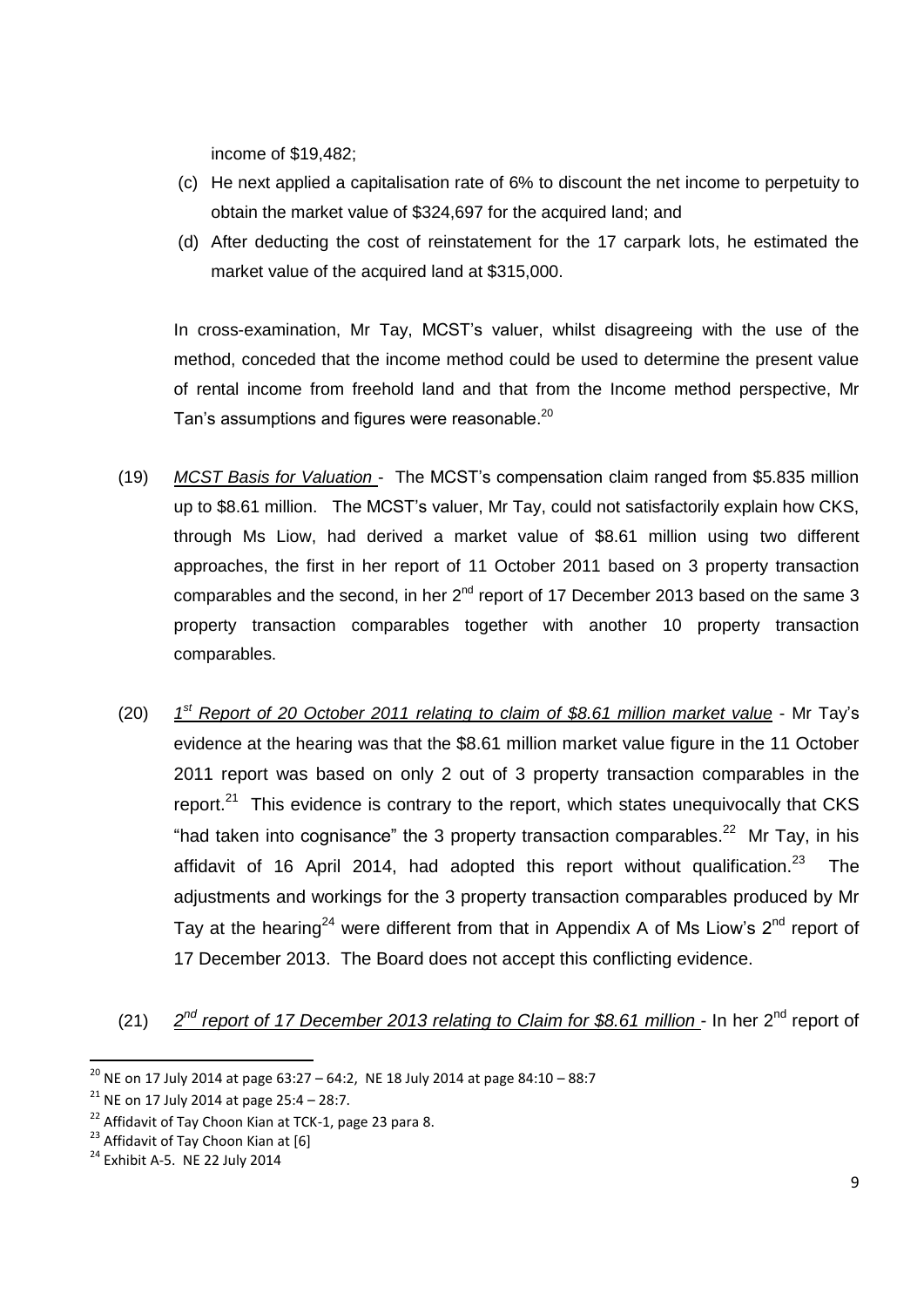income of $19,482;

(c) He next applied a capitalisation rate of 6% to discount the net income to perpetuity to obtain the market value of $324,697 for the acquired land; and

(d) After deducting the cost of reinstatement for the 17 carpark lots, he estimated the market value of the acquired land at $315,000.

In cross-examination, Mr Tay, MCST's valuer, whilst disagreeing with the use of the method, conceded that the income method could be used to determine the present value of rental income from freehold land and that from the Income method perspective, Mr Tan's assumptions and figures were reasonable.[20]

(19) *MCST Basis for Valuation* - The MCST's compensation claim ranged from $5.835 million up to $8.61 million. The MCST's valuer, Mr Tay, could not satisfactorily explain how CKS, through Ms Liow, had derived a market value of $8.61 million using two different approaches, the first in her report of 11 October 2011 based on 3 property transaction comparables and the second, in her 2nd report of 17 December 2013 based on the same 3 property transaction comparables together with another 10 property transaction comparables.

(20) *1st Report of 20 October 2011 relating to claim of $8.61 million market value* - Mr Tay's evidence at the hearing was that the $8.61 million market value figure in the 11 October 2011 report was based on only 2 out of 3 property transaction comparables in the report.[21] This evidence is contrary to the report, which states unequivocally that CKS "had taken into cognisance" the 3 property transaction comparables.[22] Mr Tay, in his affidavit of 16 April 2014, had adopted this report without qualification.[23] The adjustments and workings for the 3 property transaction comparables produced by Mr Tay at the hearing[24] were different from that in Appendix A of Ms Liow's 2nd report of 17 December 2013. The Board does not accept this conflicting evidence.

(21) *2nd report of 17 December 2013 relating to Claim for $8.61 million* - In her 2nd report of

---

[20] NE on 17 July 2014 at page 63:27 – 64:2, NE 18 July 2014 at page 84:10 – 88:7

[21] NE on 17 July 2014 at page 25:4 – 28:7.

[22] Affidavit of Tay Choon Kian at TCK-1, page 23 para 8.

[23] Affidavit of Tay Choon Kian at [6]

[24] Exhibit A-5. NE 22 July 2014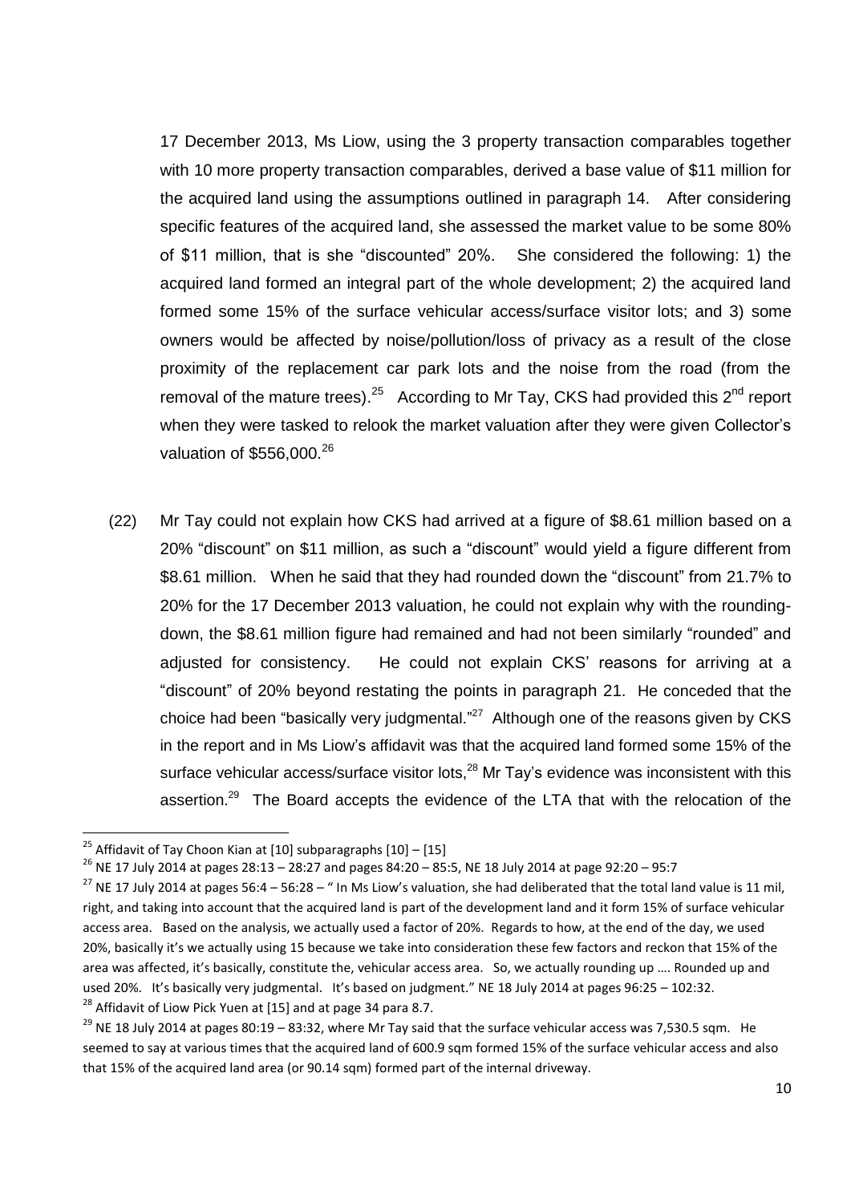17 December 2013, Ms Liow, using the 3 property transaction comparables together with 10 more property transaction comparables, derived a base value of $11 million for the acquired land using the assumptions outlined in paragraph 14. After considering specific features of the acquired land, she assessed the market value to be some 80% of $11 million, that is she "discounted" 20%. She considered the following: 1) the acquired land formed an integral part of the whole development; 2) the acquired land formed some 15% of the surface vehicular access/surface visitor lots; and 3) some owners would be affected by noise/pollution/loss of privacy as a result of the close proximity of the replacement car park lots and the noise from the road (from the removal of the mature trees).[25] According to Mr Tay, CKS had provided this 2nd report when they were tasked to relook the market valuation after they were given Collector's valuation of $556,000.[26]

(22) Mr Tay could not explain how CKS had arrived at a figure of $8.61 million based on a 20% "discount" on $11 million, as such a "discount" would yield a figure different from $8.61 million. When he said that they had rounded down the "discount" from 21.7% to 20% for the 17 December 2013 valuation, he could not explain why with the rounding-down, the $8.61 million figure had remained and had not been similarly "rounded" and adjusted for consistency. He could not explain CKS' reasons for arriving at a "discount" of 20% beyond restating the points in paragraph 21. He conceded that the choice had been "basically very judgmental."[27] Although one of the reasons given by CKS in the report and in Ms Liow's affidavit was that the acquired land formed some 15% of the surface vehicular access/surface visitor lots,[28] Mr Tay's evidence was inconsistent with this assertion.[29] The Board accepts the evidence of the LTA that with the relocation of the

---

[25] Affidavit of Tay Choon Kian at [10] subparagraphs [10] – [15]

[26] NE 17 July 2014 at pages 28:13 – 28:27 and pages 84:20 – 85:5, NE 18 July 2014 at page 92:20 – 95:7

[27] NE 17 July 2014 at pages 56:4 – 56:28 – " In Ms Liow's valuation, she had deliberated that the total land value is 11 mil, right, and taking into account that the acquired land is part of the development land and it form 15% of surface vehicular access area. Based on the analysis, we actually used a factor of 20%. Regards to how, at the end of the day, we used 20%, basically it's we actually using 15 because we take into consideration these few factors and reckon that 15% of the area was affected, it's basically, constitute the, vehicular access area. So, we actually rounding up …. Rounded up and used 20%. It's basically very judgmental. It's based on judgment." NE 18 July 2014 at pages 96:25 – 102:32.

[28] Affidavit of Liow Pick Yuen at [15] and at page 34 para 8.7.

[29] NE 18 July 2014 at pages 80:19 – 83:32, where Mr Tay said that the surface vehicular access was 7,530.5 sqm. He seemed to say at various times that the acquired land of 600.9 sqm formed 15% of the surface vehicular access and also that 15% of the acquired land area (or 90.14 sqm) formed part of the internal driveway.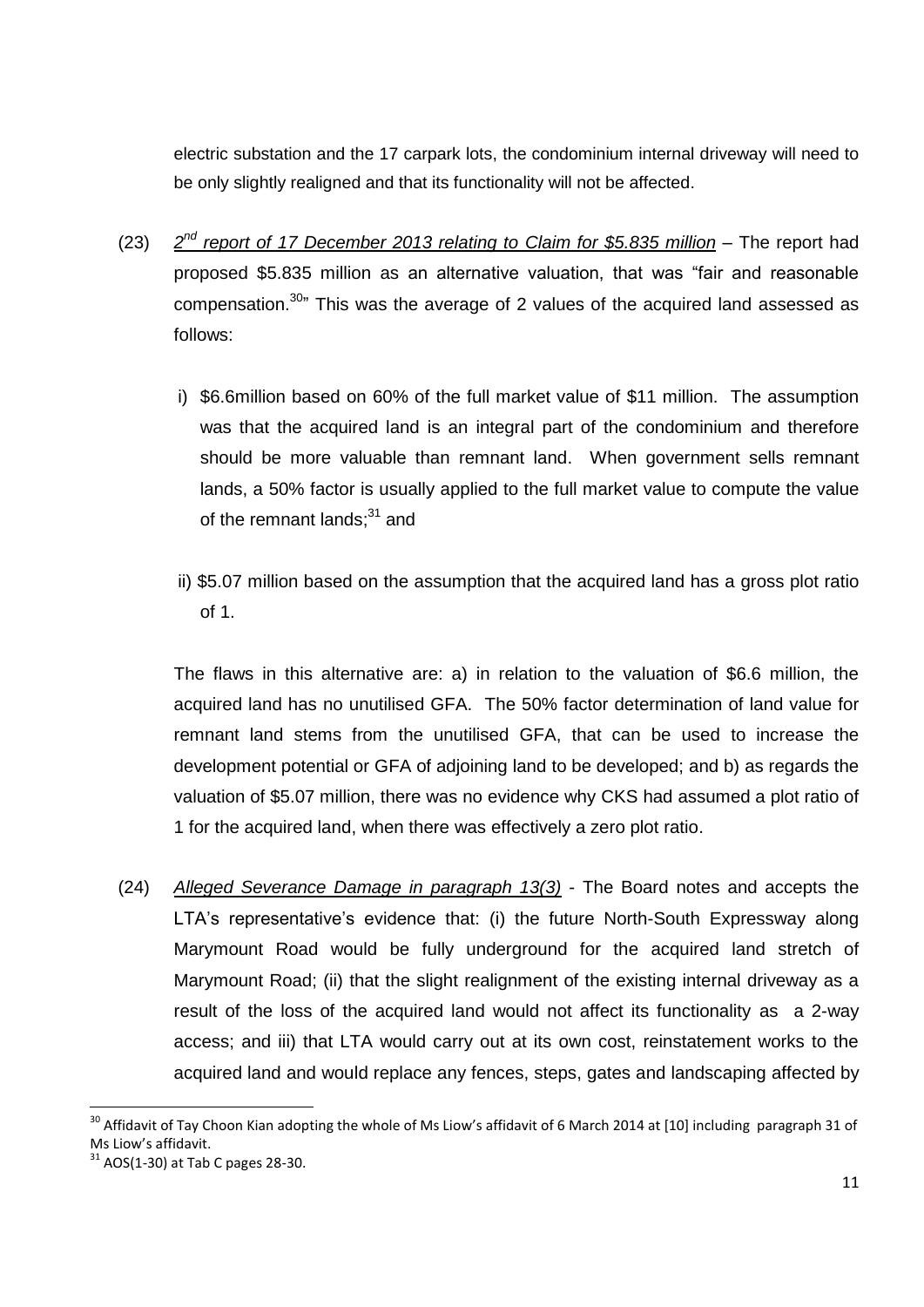electric substation and the 17 carpark lots, the condominium internal driveway will need to be only slightly realigned and that its functionality will not be affected.

(23) *2nd report of 17 December 2013 relating to Claim for $5.835 million* – The report had proposed $5.835 million as an alternative valuation, that was "fair and reasonable compensation.[30]" This was the average of 2 values of the acquired land assessed as follows:

i) $6.6million based on 60% of the full market value of $11 million. The assumption was that the acquired land is an integral part of the condominium and therefore should be more valuable than remnant land. When government sells remnant lands, a 50% factor is usually applied to the full market value to compute the value of the remnant lands;[31] and

ii) $5.07 million based on the assumption that the acquired land has a gross plot ratio of 1.

The flaws in this alternative are: a) in relation to the valuation of $6.6 million, the acquired land has no unutilised GFA. The 50% factor determination of land value for remnant land stems from the unutilised GFA, that can be used to increase the development potential or GFA of adjoining land to be developed; and b) as regards the valuation of $5.07 million, there was no evidence why CKS had assumed a plot ratio of 1 for the acquired land, when there was effectively a zero plot ratio.

(24) *Alleged Severance Damage in paragraph 13(3)* - The Board notes and accepts the LTA's representative's evidence that: (i) the future North-South Expressway along Marymount Road would be fully underground for the acquired land stretch of Marymount Road; (ii) that the slight realignment of the existing internal driveway as a result of the loss of the acquired land would not affect its functionality as a 2-way access; and iii) that LTA would carry out at its own cost, reinstatement works to the acquired land and would replace any fences, steps, gates and landscaping affected by

---

[30] Affidavit of Tay Choon Kian adopting the whole of Ms Liow's affidavit of 6 March 2014 at [10] including paragraph 31 of Ms Liow's affidavit.

[31] AOS(1-30) at Tab C pages 28-30.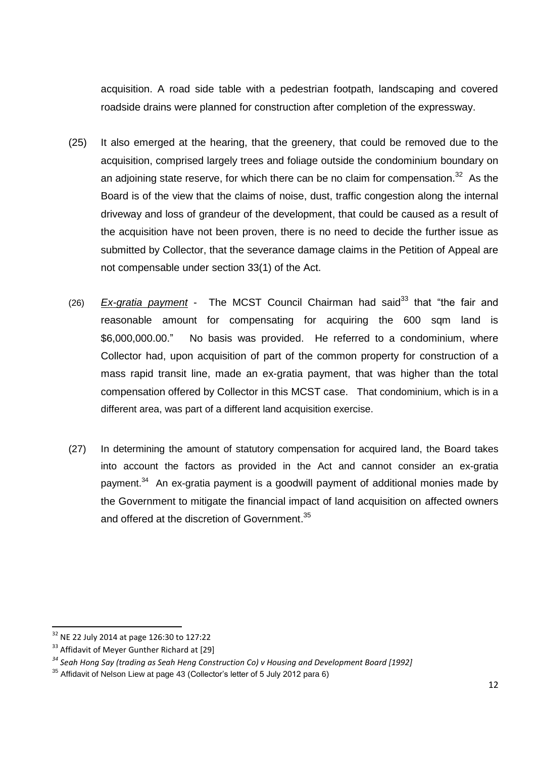acquisition. A road side table with a pedestrian footpath, landscaping and covered roadside drains were planned for construction after completion of the expressway.

(25) It also emerged at the hearing, that the greenery, that could be removed due to the acquisition, comprised largely trees and foliage outside the condominium boundary on an adjoining state reserve, for which there can be no claim for compensation.[32] As the Board is of the view that the claims of noise, dust, traffic congestion along the internal driveway and loss of grandeur of the development, that could be caused as a result of the acquisition have not been proven, there is no need to decide the further issue as submitted by Collector, that the severance damage claims in the Petition of Appeal are not compensable under section 33(1) of the Act.

(26) <u>*Ex-gratia payment*</u> - The MCST Council Chairman had said[33] that "the fair and reasonable amount for compensating for acquiring the 600 sqm land is $6,000,000.00." No basis was provided. He referred to a condominium, where Collector had, upon acquisition of part of the common property for construction of a mass rapid transit line, made an ex-gratia payment, that was higher than the total compensation offered by Collector in this MCST case. That condominium, which is in a different area, was part of a different land acquisition exercise.

(27) In determining the amount of statutory compensation for acquired land, the Board takes into account the factors as provided in the Act and cannot consider an ex-gratia payment.[34] An ex-gratia payment is a goodwill payment of additional monies made by the Government to mitigate the financial impact of land acquisition on affected owners and offered at the discretion of Government.[35]

---

[32] NE 22 July 2014 at page 126:30 to 127:22

[33] Affidavit of Meyer Gunther Richard at [29]

[34] *Seah Hong Say (trading as Seah Heng Construction Co) v Housing and Development Board [1992]*

[35] Affidavit of Nelson Liew at page 43 (Collector's letter of 5 July 2012 para 6)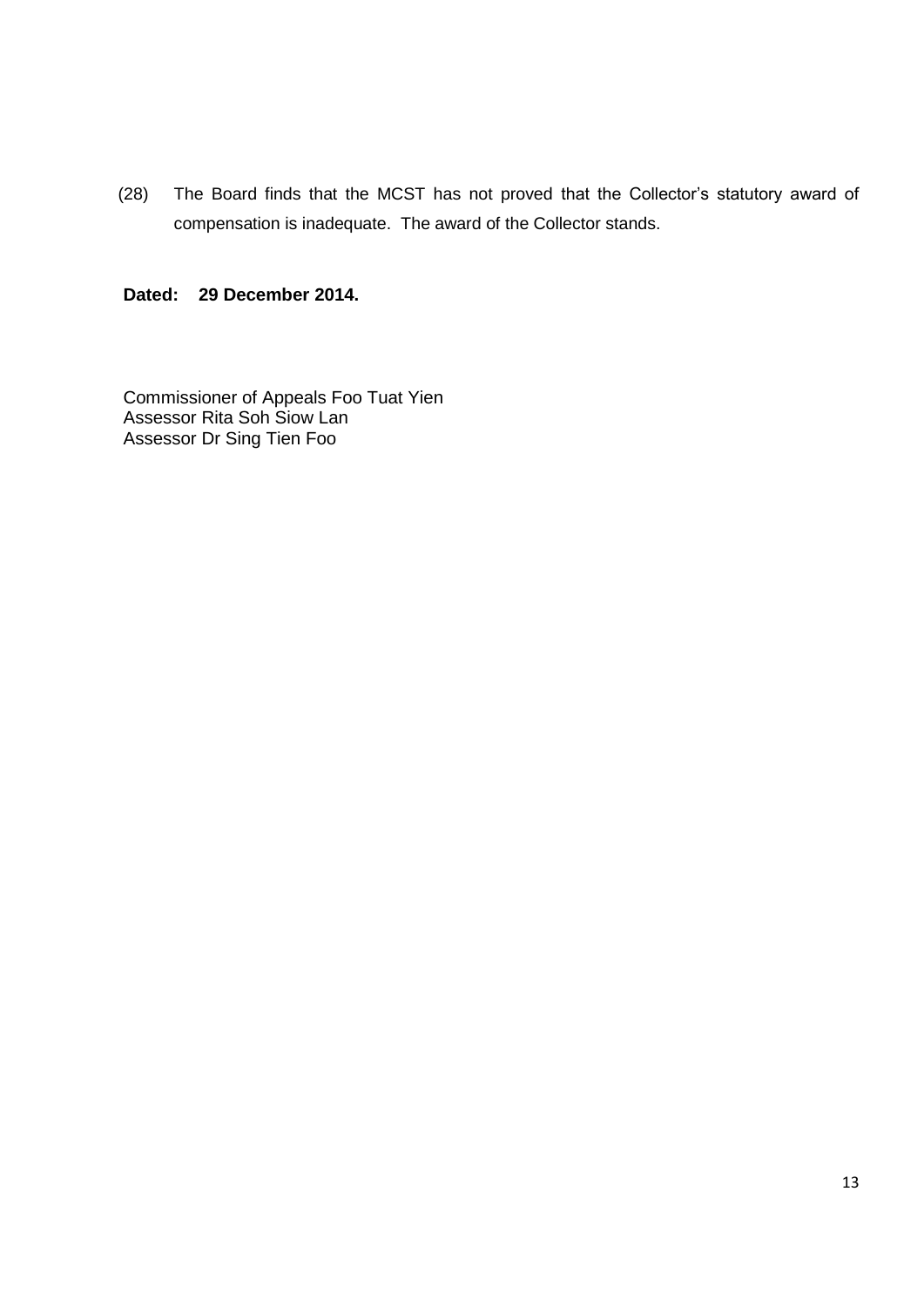(28) The Board finds that the MCST has not proved that the Collector's statutory award of compensation is inadequate. The award of the Collector stands.

**Dated: 29 December 2014.**

Commissioner of Appeals Foo Tuat Yien
Assessor Rita Soh Siow Lan
Assessor Dr Sing Tien Foo